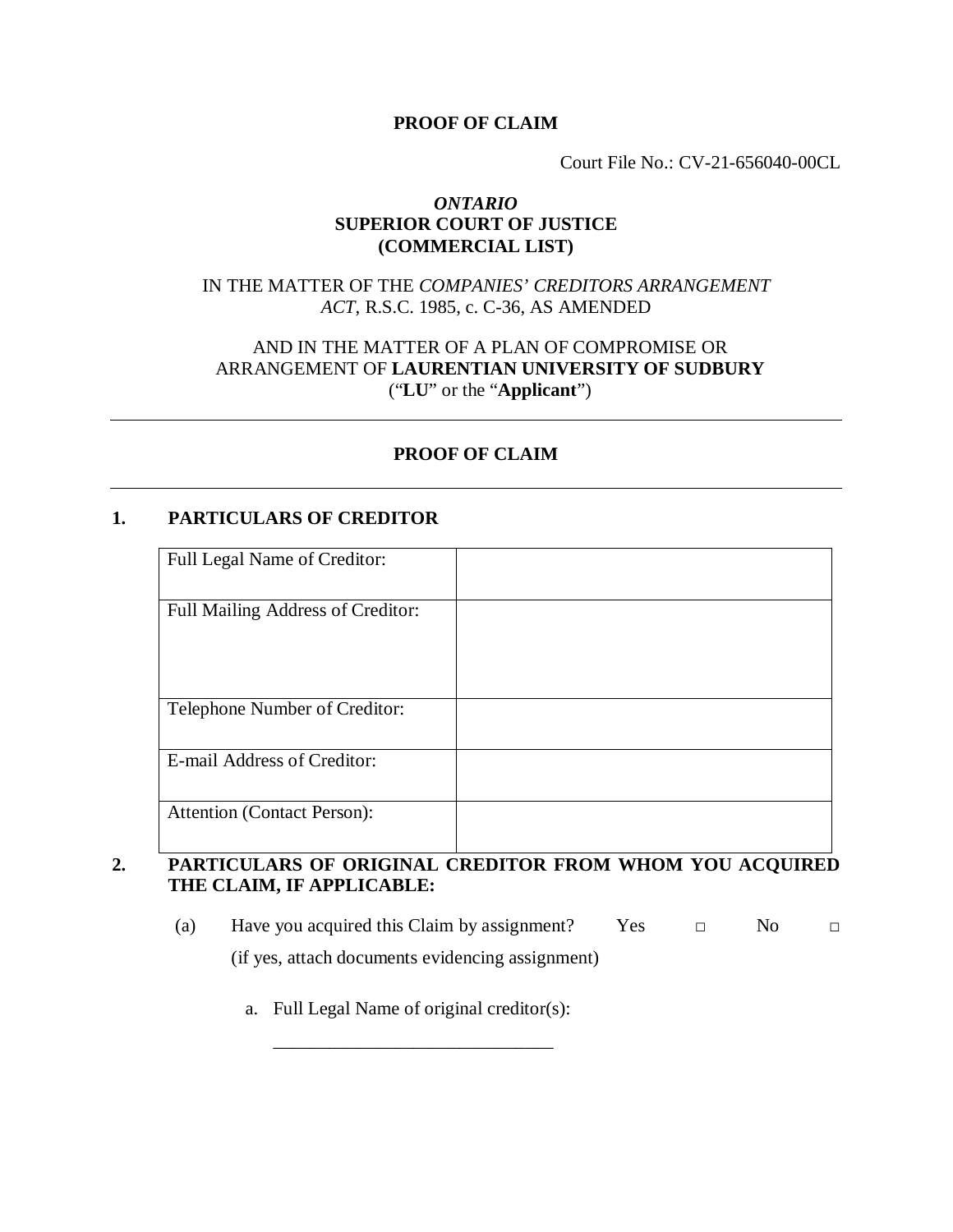**PROOF OF CLAIM**

Court File No.: CV-21-656040-00CL

***ONTARIO***
**SUPERIOR COURT OF JUSTICE**
**(COMMERCIAL LIST)**

IN THE MATTER OF THE *COMPANIES' CREDITORS ARRANGEMENT ACT*, R.S.C. 1985, c. C-36, AS AMENDED

AND IN THE MATTER OF A PLAN OF COMPROMISE OR ARRANGEMENT OF **LAURENTIAN UNIVERSITY OF SUDBURY** ("**LU**" or the "**Applicant**")

---

## PROOF OF CLAIM

---

### 1. PARTICULARS OF CREDITOR

| | |
|---|---|
| Full Legal Name of Creditor: | |
| Full Mailing Address of Creditor: | |
| Telephone Number of Creditor: | |
| E-mail Address of Creditor: | |
| Attention (Contact Person): | |

### 2. PARTICULARS OF ORIGINAL CREDITOR FROM WHOM YOU ACQUIRED THE CLAIM, IF APPLICABLE:

(a) Have you acquired this Claim by assignment? Yes □ No □

(if yes, attach documents evidencing assignment)

a. Full Legal Name of original creditor(s):

_______________________________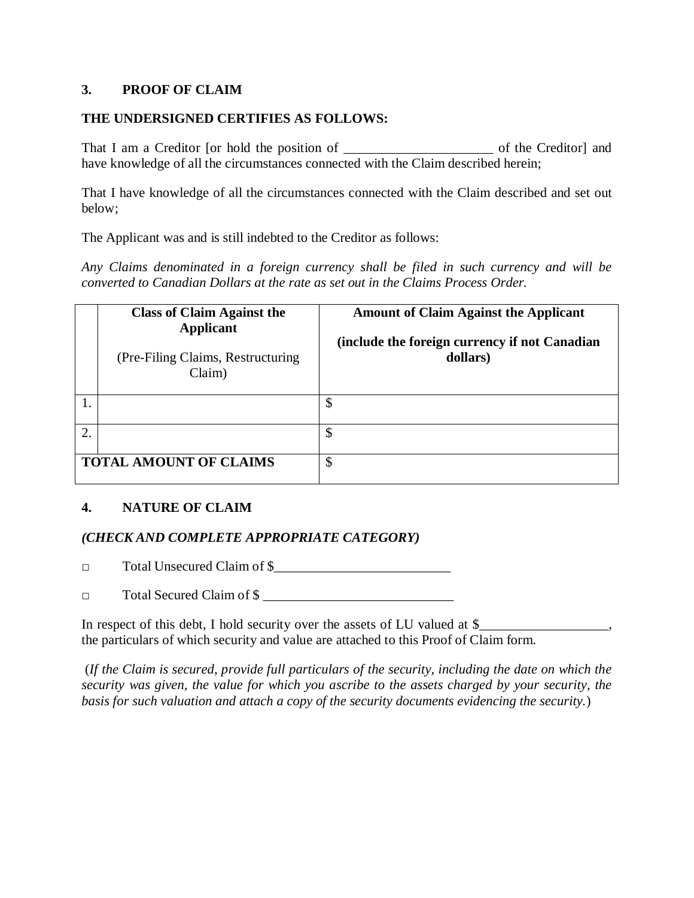## 3. PROOF OF CLAIM

**THE UNDERSIGNED CERTIFIES AS FOLLOWS:**

That I am a Creditor [or hold the position of ______________________ of the Creditor] and have knowledge of all the circumstances connected with the Claim described herein;

That I have knowledge of all the circumstances connected with the Claim described and set out below;

The Applicant was and is still indebted to the Creditor as follows:

*Any Claims denominated in a foreign currency shall be filed in such currency and will be converted to Canadian Dollars at the rate as set out in the Claims Process Order.*

| | **Class of Claim Against the Applicant** (Pre-Filing Claims, Restructuring Claim) | **Amount of Claim Against the Applicant** **(include the foreign currency if not Canadian dollars)** |
|---|---|---|
| 1. | | $ |
| 2. | | $ |
| **TOTAL AMOUNT OF CLAIMS** | | $ |

## 4. NATURE OF CLAIM

***(CHECK AND COMPLETE APPROPRIATE CATEGORY)***

□ Total Unsecured Claim of $__________________________

□ Total Secured Claim of $ ____________________________

In respect of this debt, I hold security over the assets of LU valued at $__________________, the particulars of which security and value are attached to this Proof of Claim form.

(*If the Claim is secured, provide full particulars of the security, including the date on which the security was given, the value for which you ascribe to the assets charged by your security, the basis for such valuation and attach a copy of the security documents evidencing the security.*)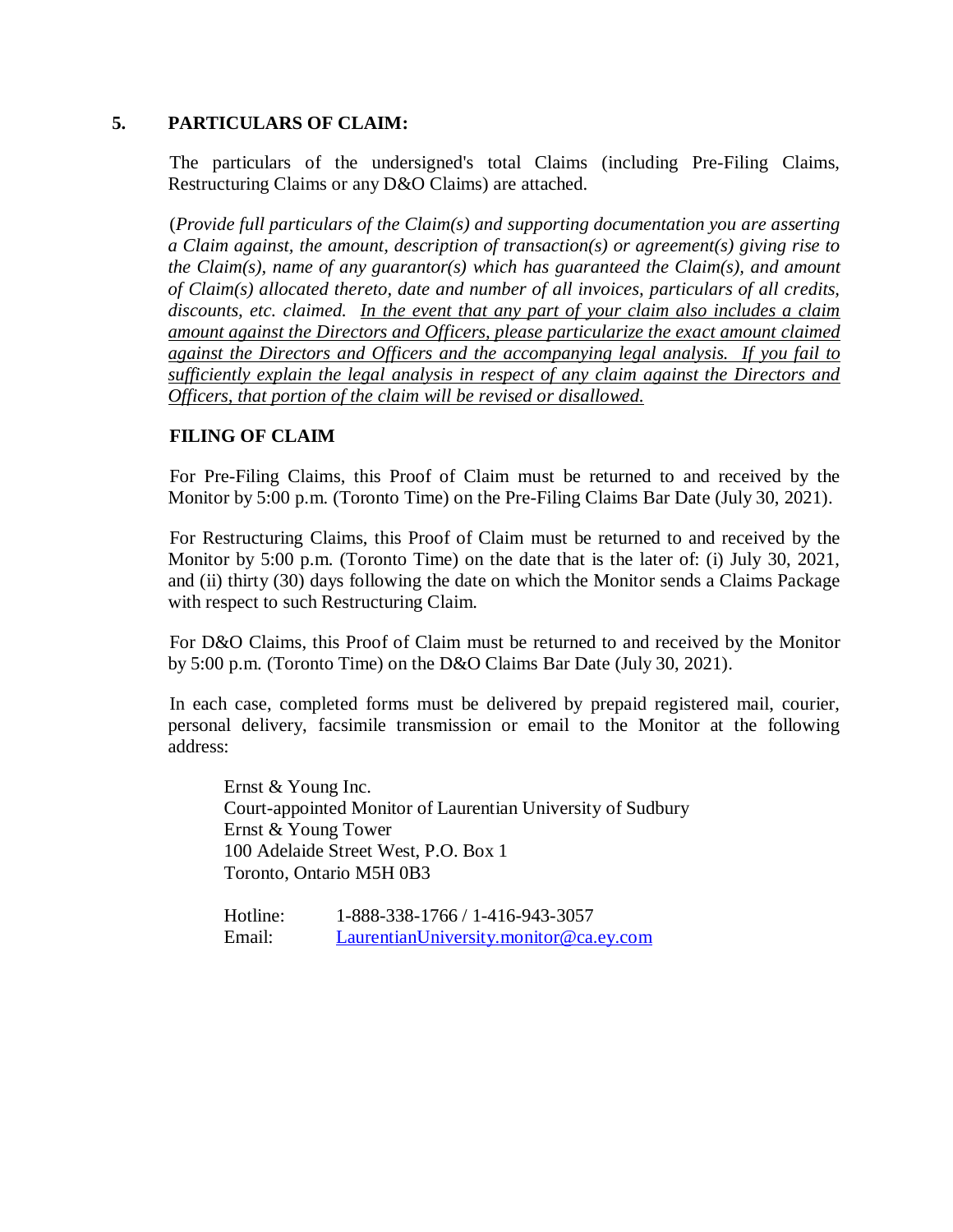## 5. PARTICULARS OF CLAIM:

The particulars of the undersigned's total Claims (including Pre-Filing Claims, Restructuring Claims or any D&O Claims) are attached.

(*Provide full particulars of the Claim(s) and supporting documentation you are asserting a Claim against, the amount, description of transaction(s) or agreement(s) giving rise to the Claim(s), name of any guarantor(s) which has guaranteed the Claim(s), and amount of Claim(s) allocated thereto, date and number of all invoices, particulars of all credits, discounts, etc. claimed. <u>In the event that any part of your claim also includes a claim amount against the Directors and Officers, please particularize the exact amount claimed against the Directors and Officers and the accompanying legal analysis. If you fail to sufficiently explain the legal analysis in respect of any claim against the Directors and Officers, that portion of the claim will be revised or disallowed.</u>*

### FILING OF CLAIM

For Pre-Filing Claims, this Proof of Claim must be returned to and received by the Monitor by 5:00 p.m. (Toronto Time) on the Pre-Filing Claims Bar Date (July 30, 2021).

For Restructuring Claims, this Proof of Claim must be returned to and received by the Monitor by 5:00 p.m. (Toronto Time) on the date that is the later of: (i) July 30, 2021, and (ii) thirty (30) days following the date on which the Monitor sends a Claims Package with respect to such Restructuring Claim.

For D&O Claims, this Proof of Claim must be returned to and received by the Monitor by 5:00 p.m. (Toronto Time) on the D&O Claims Bar Date (July 30, 2021).

In each case, completed forms must be delivered by prepaid registered mail, courier, personal delivery, facsimile transmission or email to the Monitor at the following address:

Ernst & Young Inc.
Court-appointed Monitor of Laurentian University of Sudbury
Ernst & Young Tower
100 Adelaide Street West, P.O. Box 1
Toronto, Ontario M5H 0B3

Hotline: 1-888-338-1766 / 1-416-943-3057
Email: LaurentianUniversity.monitor@ca.ey.com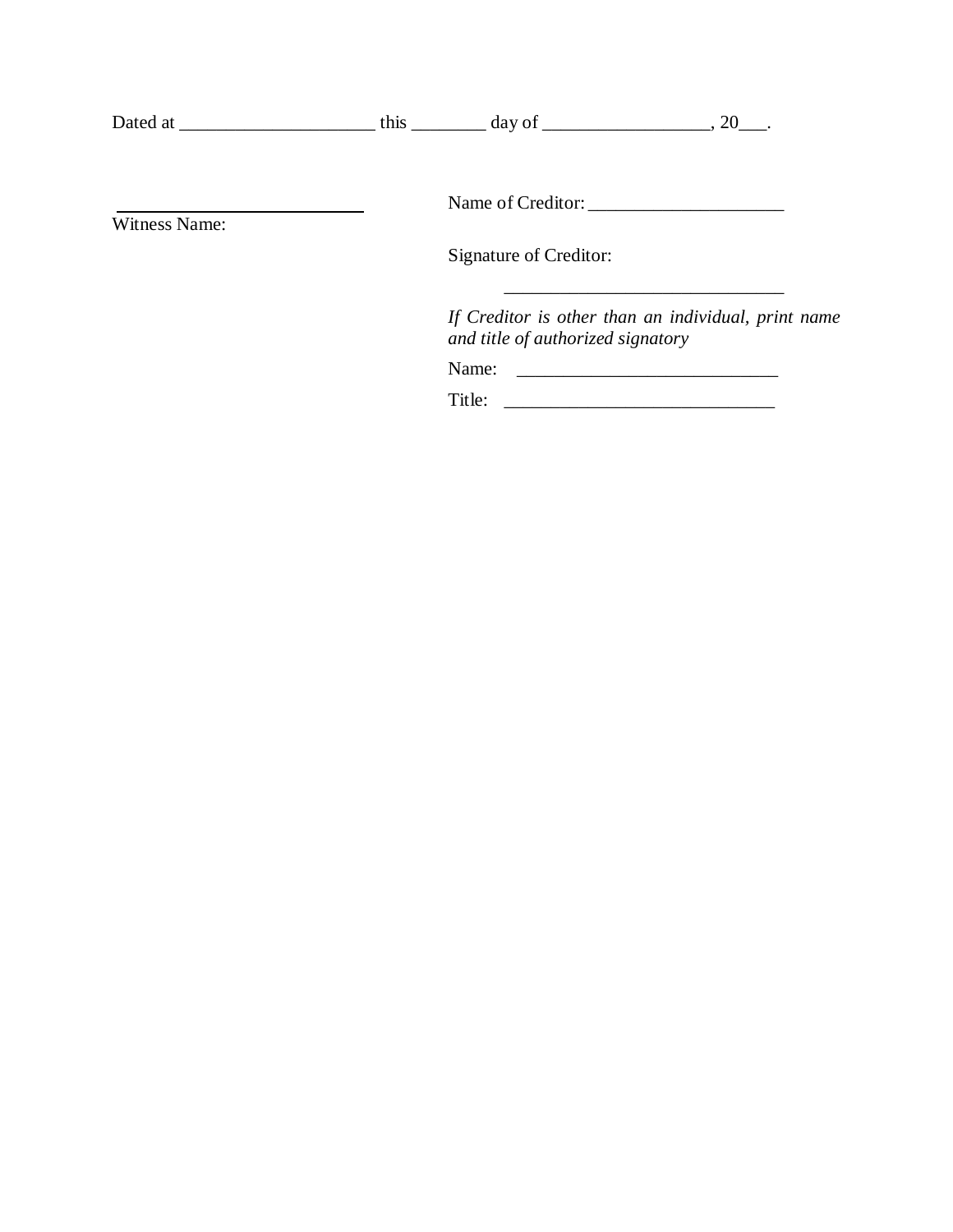Dated at _____________________ this ________ day of _________________, 20___.

___________________________
Witness Name:

Name of Creditor: _____________________

Signature of Creditor:

______________________________

*If Creditor is other than an individual, print name and title of authorized signatory*

Name: ____________________________

Title: _____________________________